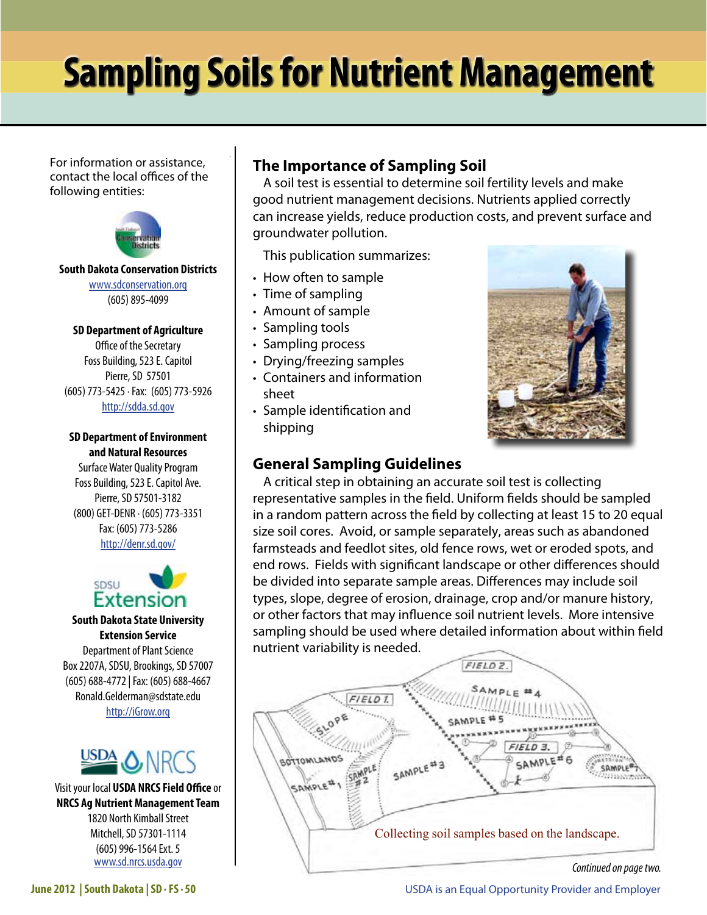# Sampling Soils for Nutrient Management

For information or assistance, contact the local offices of the following entities:

**South Dakota Conservation Districts**
www.sdconservation.org
(605) 895-4099

**SD Department of Agriculture**
Office of the Secretary
Foss Building, 523 E. Capitol
Pierre, SD 57501
(605) 773-5425 · Fax: (605) 773-5926
http://sdda.sd.gov

**SD Department of Environment and Natural Resources**
Surface Water Quality Program
Foss Building, 523 E. Capitol Ave.
Pierre, SD 57501-3182
(800) GET-DENR · (605) 773-3351
Fax: (605) 773-5286
http://denr.sd.gov/

**South Dakota State University Extension Service**
Department of Plant Science
Box 2207A, SDSU, Brookings, SD 57007
(605) 688-4772 | Fax: (605) 688-4667
Ronald.Gelderman@sdstate.edu
http://iGrow.org

Visit your local **USDA NRCS Field Office** or **NRCS Ag Nutrient Management Team**
1820 North Kimball Street
Mitchell, SD 57301-1114
(605) 996-1564 Ext. 5
www.sd.nrcs.usda.gov

## The Importance of Sampling Soil

A soil test is essential to determine soil fertility levels and make good nutrient management decisions. Nutrients applied correctly can increase yields, reduce production costs, and prevent surface and groundwater pollution.

This publication summarizes:

- How often to sample
- Time of sampling
- Amount of sample
- Sampling tools
- Sampling process
- Drying/freezing samples
- Containers and information sheet
- Sample identification and shipping

## General Sampling Guidelines

A critical step in obtaining an accurate soil test is collecting representative samples in the field. Uniform fields should be sampled in a random pattern across the field by collecting at least 15 to 20 equal size soil cores. Avoid, or sample separately, areas such as abandoned farmsteads and feedlot sites, old fence rows, wet or eroded spots, and end rows. Fields with significant landscape or other differences should be divided into separate sample areas. Differences may include soil types, slope, degree of erosion, drainage, crop and/or manure history, or other factors that may influence soil nutrient levels. More intensive sampling should be used where detailed information about within field nutrient variability is needed.

FIELD 1.
FIELD 2.
FIELD 3.
SLOPE
BOTTOMLANDS
SAMPLE #1
SAMPLE #2
SAMPLE #3
SAMPLE #4
SAMPLE #5
SAMPLE #6
SAMPLE #7

Collecting soil samples based on the landscape.

*Continued on page two.*

June 2012 | South Dakota | SD · FS · 50

USDA is an Equal Opportunity Provider and Employer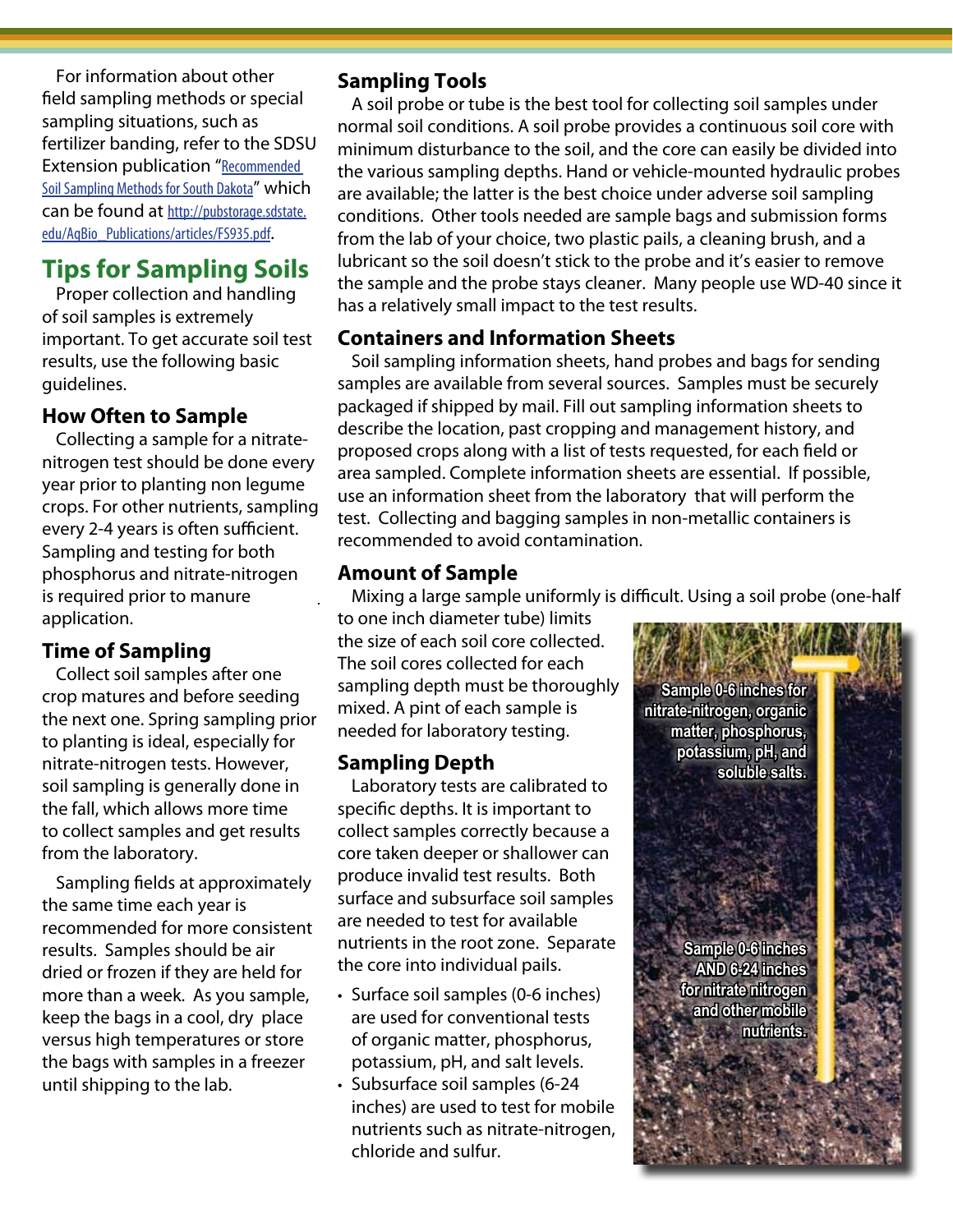For information about other field sampling methods or special sampling situations, such as fertilizer banding, refer to the SDSU Extension publication "Recommended Soil Sampling Methods for South Dakota" which can be found at http://pubstorage.sdstate.edu/AgBio_Publications/articles/FS935.pdf.

## Tips for Sampling Soils

Proper collection and handling of soil samples is extremely important. To get accurate soil test results, use the following basic guidelines.

### How Often to Sample

Collecting a sample for a nitrate-nitrogen test should be done every year prior to planting non legume crops. For other nutrients, sampling every 2-4 years is often sufficient. Sampling and testing for both phosphorus and nitrate-nitrogen is required prior to manure application.

### Time of Sampling

Collect soil samples after one crop matures and before seeding the next one. Spring sampling prior to planting is ideal, especially for nitrate-nitrogen tests. However, soil sampling is generally done in the fall, which allows more time to collect samples and get results from the laboratory.

Sampling fields at approximately the same time each year is recommended for more consistent results. Samples should be air dried or frozen if they are held for more than a week. As you sample, keep the bags in a cool, dry place versus high temperatures or store the bags with samples in a freezer until shipping to the lab.

### Sampling Tools

A soil probe or tube is the best tool for collecting soil samples under normal soil conditions. A soil probe provides a continuous soil core with minimum disturbance to the soil, and the core can easily be divided into the various sampling depths. Hand or vehicle-mounted hydraulic probes are available; the latter is the best choice under adverse soil sampling conditions. Other tools needed are sample bags and submission forms from the lab of your choice, two plastic pails, a cleaning brush, and a lubricant so the soil doesn't stick to the probe and it's easier to remove the sample and the probe stays cleaner. Many people use WD-40 since it has a relatively small impact to the test results.

### Containers and Information Sheets

Soil sampling information sheets, hand probes and bags for sending samples are available from several sources. Samples must be securely packaged if shipped by mail. Fill out sampling information sheets to describe the location, past cropping and management history, and proposed crops along with a list of tests requested, for each field or area sampled. Complete information sheets are essential. If possible, use an information sheet from the laboratory that will perform the test. Collecting and bagging samples in non-metallic containers is recommended to avoid contamination.

### Amount of Sample

Mixing a large sample uniformly is difficult. Using a soil probe (one-half to one inch diameter tube) limits the size of each soil core collected. The soil cores collected for each sampling depth must be thoroughly mixed. A pint of each sample is needed for laboratory testing.

### Sampling Depth

Laboratory tests are calibrated to specific depths. It is important to collect samples correctly because a core taken deeper or shallower can produce invalid test results. Both surface and subsurface soil samples are needed to test for available nutrients in the root zone. Separate the core into individual pails.

- Surface soil samples (0-6 inches) are used for conventional tests of organic matter, phosphorus, potassium, pH, and salt levels.
- Subsurface soil samples (6-24 inches) are used to test for mobile nutrients such as nitrate-nitrogen, chloride and sulfur.

Sample 0-6 inches for nitrate-nitrogen, organic matter, phosphorus, potassium, pH, and soluble salts.

Sample 0-6 inches AND 6-24 inches for nitrate nitrogen and other mobile nutrients.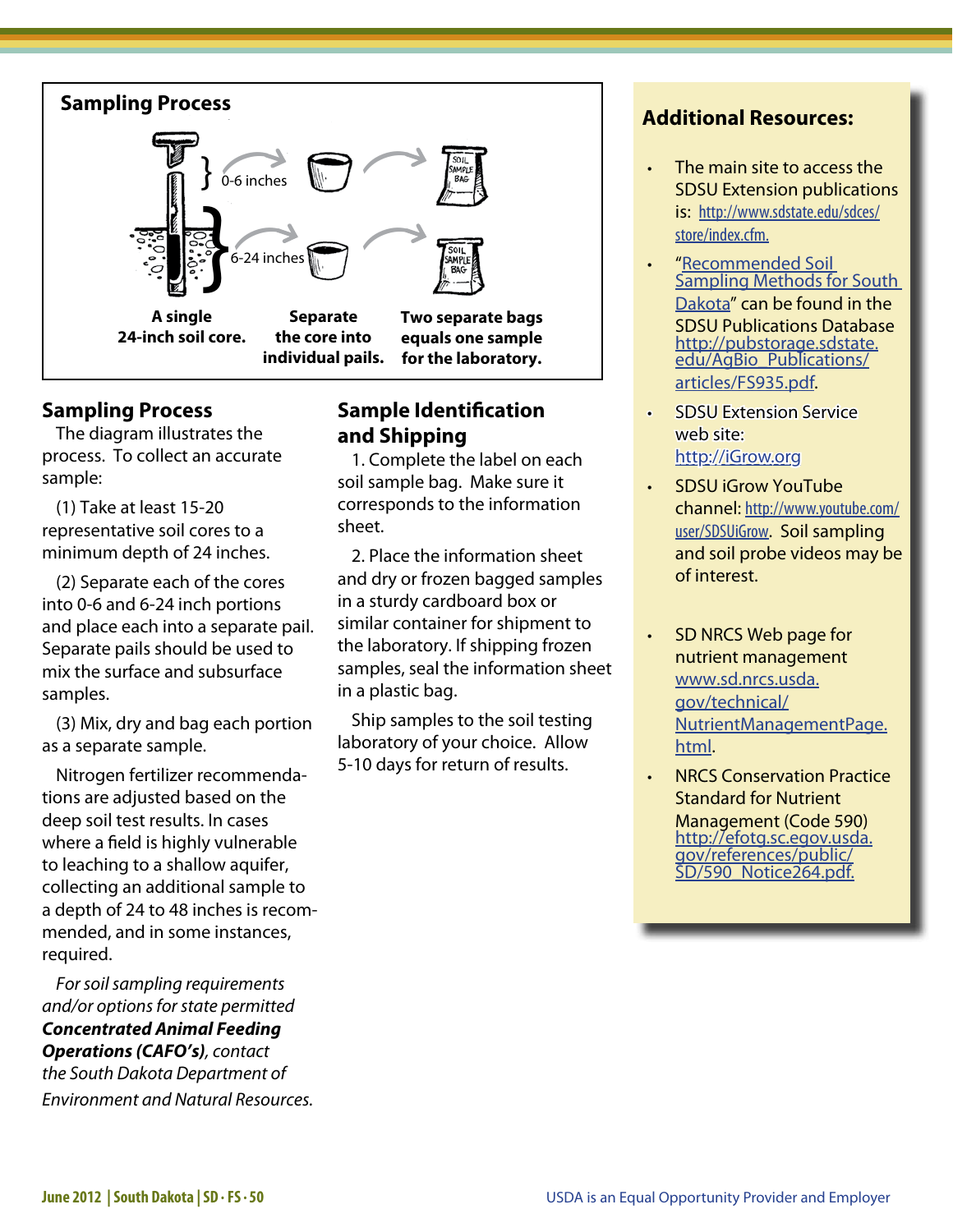## Sampling Process

0-6 inches

6-24 inches

**A single 24-inch soil core.**

**Separate the core into individual pails.**

**Two separate bags equals one sample for the laboratory.**

## Sampling Process

The diagram illustrates the process. To collect an accurate sample:

(1) Take at least 15-20 representative soil cores to a minimum depth of 24 inches.

(2) Separate each of the cores into 0-6 and 6-24 inch portions and place each into a separate pail. Separate pails should be used to mix the surface and subsurface samples.

(3) Mix, dry and bag each portion as a separate sample.

Nitrogen fertilizer recommendations are adjusted based on the deep soil test results. In cases where a field is highly vulnerable to leaching to a shallow aquifer, collecting an additional sample to a depth of 24 to 48 inches is recommended, and in some instances, required.

*For soil sampling requirements and/or options for state permitted* ***Concentrated Animal Feeding Operations (CAFO's)****, contact the South Dakota Department of Environment and Natural Resources.*

## Sample Identification and Shipping

1. Complete the label on each soil sample bag. Make sure it corresponds to the information sheet.

2. Place the information sheet and dry or frozen bagged samples in a sturdy cardboard box or similar container for shipment to the laboratory. If shipping frozen samples, seal the information sheet in a plastic bag.

Ship samples to the soil testing laboratory of your choice. Allow 5-10 days for return of results.

## Additional Resources:

- The main site to access the SDSU Extension publications is: http://www.sdstate.edu/sdces/store/index.cfm.
- "Recommended Soil Sampling Methods for South Dakota" can be found in the SDSU Publications Database http://pubstorage.sdstate.edu/AgBio_Publications/articles/FS935.pdf.
- SDSU Extension Service web site: http://iGrow.org
- SDSU iGrow YouTube channel: http://www.youtube.com/user/SDSUiGrow. Soil sampling and soil probe videos may be of interest.
- SD NRCS Web page for nutrient management www.sd.nrcs.usda.gov/technical/NutrientManagementPage.html.
- NRCS Conservation Practice Standard for Nutrient Management (Code 590) http://efotg.sc.egov.usda.gov/references/public/SD/590_Notice264.pdf.

USDA is an Equal Opportunity Provider and Employer